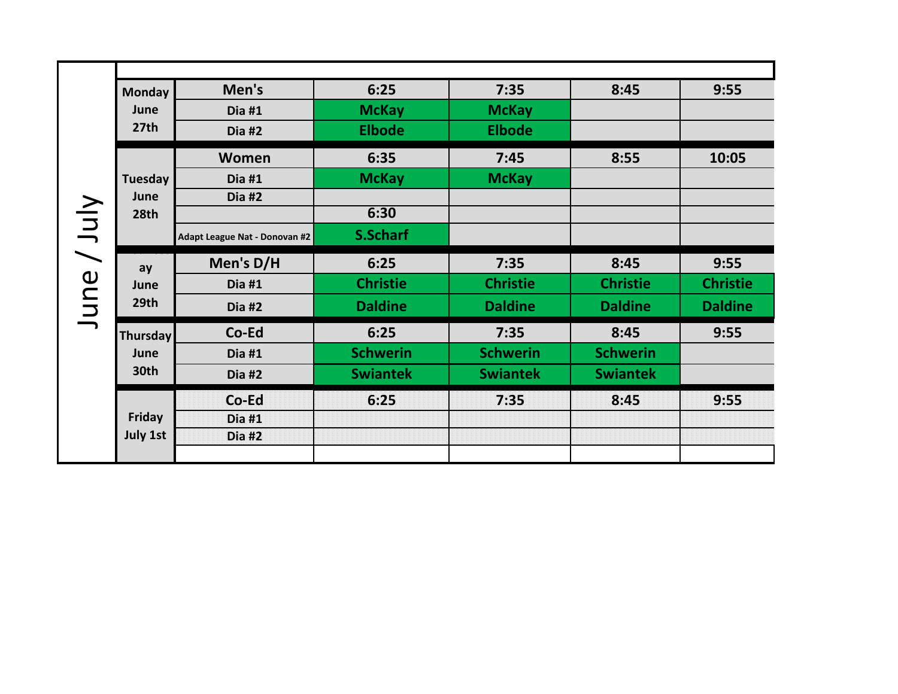June / July

| Day | Division | Col 1 | Col 2 | Col 3 | Col 4 |
|---|---|---|---|---|---|
| Monday June 27th | Men's | 6:25 | 7:35 | 8:45 | 9:55 |
| | Dia #1 | McKay | McKay | | |
| | Dia #2 | Elbode | Elbode | | |
| Tuesday June 28th | Women | 6:35 | 7:45 | 8:55 | 10:05 |
| | Dia #1 | McKay | McKay | | |
| | Dia #2 | | | | |
| | | 6:30 | | | |
| | Adapt League Nat - Donovan #2 | S.Scharf | | | |
| ay June 29th | Men's D/H | 6:25 | 7:35 | 8:45 | 9:55 |
| | Dia #1 | Christie | Christie | Christie | Christie |
| | Dia #2 | Daldine | Daldine | Daldine | Daldine |
| Thursday June 30th | Co-Ed | 6:25 | 7:35 | 8:45 | 9:55 |
| | Dia #1 | Schwerin | Schwerin | Schwerin | |
| | Dia #2 | Swiantek | Swiantek | Swiantek | |
| Friday July 1st | Co-Ed | 6:25 | 7:35 | 8:45 | 9:55 |
| | Dia #1 | | | | |
| | Dia #2 | | | | |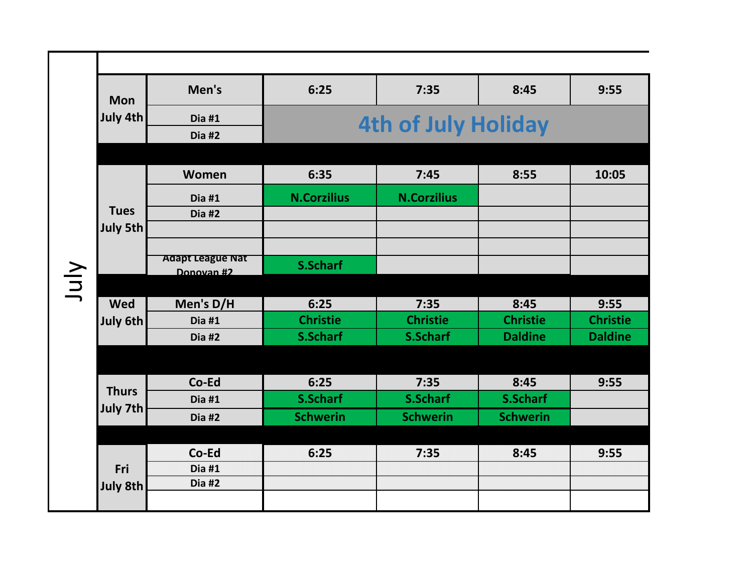# July

| Day | League | | | | |
|---|---|---|---|---|---|
| Mon July 4th | Men's | 6:25 | 7:35 | 8:45 | 9:55 |
| | Dia #1 | 4th of July Holiday | | | |
| | Dia #2 | | | | |
| Tues July 5th | Women | 6:35 | 7:45 | 8:55 | 10:05 |
| | Dia #1 | N.Corzilius | N.Corzilius | | |
| | Dia #2 | | | | |
| | | | | | |
| | | | | | |
| | Adapt League Nat Donovan #2 | S.Scharf | | | |
| Wed July 6th | Men's D/H | 6:25 | 7:35 | 8:45 | 9:55 |
| | Dia #1 | Christie | Christie | Christie | Christie |
| | Dia #2 | S.Scharf | S.Scharf | Daldine | Daldine |
| Thurs July 7th | Co-Ed | 6:25 | 7:35 | 8:45 | 9:55 |
| | Dia #1 | S.Scharf | S.Scharf | S.Scharf | |
| | Dia #2 | Schwerin | Schwerin | Schwerin | |
| Fri July 8th | Co-Ed | 6:25 | 7:35 | 8:45 | 9:55 |
| | Dia #1 | | | | |
| | Dia #2 | | | | |
| | | | | | |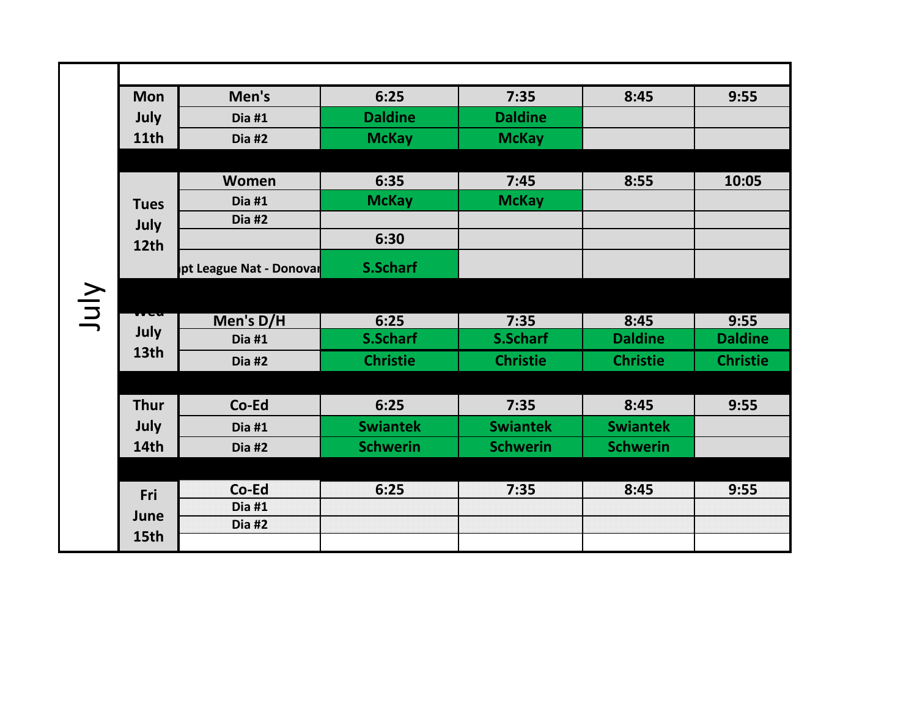# July

| | | | | | |
|---|---|---|---|---|---|
| Mon July 11th | Men's | 6:25 | 7:35 | 8:45 | 9:55 |
| | Dia #1 | Daldine | Daldine | | |
| | Dia #2 | McKay | McKay | | |
| Tues July 12th | Women | 6:35 | 7:45 | 8:55 | 10:05 |
| | Dia #1 | McKay | McKay | | |
| | Dia #2 | | | | |
| | | 6:30 | | | |
| | pt League Nat - Donovan | S.Scharf | | | |
| Wed July 13th | Men's D/H | 6:25 | 7:35 | 8:45 | 9:55 |
| | Dia #1 | S.Scharf | S.Scharf | Daldine | Daldine |
| | Dia #2 | Christie | Christie | Christie | Christie |
| Thur July 14th | Co-Ed | 6:25 | 7:35 | 8:45 | 9:55 |
| | Dia #1 | Swiantek | Swiantek | Swiantek | |
| | Dia #2 | Schwerin | Schwerin | Schwerin | |
| Fri June 15th | Co-Ed | 6:25 | 7:35 | 8:45 | 9:55 |
| | Dia #1 | | | | |
| | Dia #2 | | | | |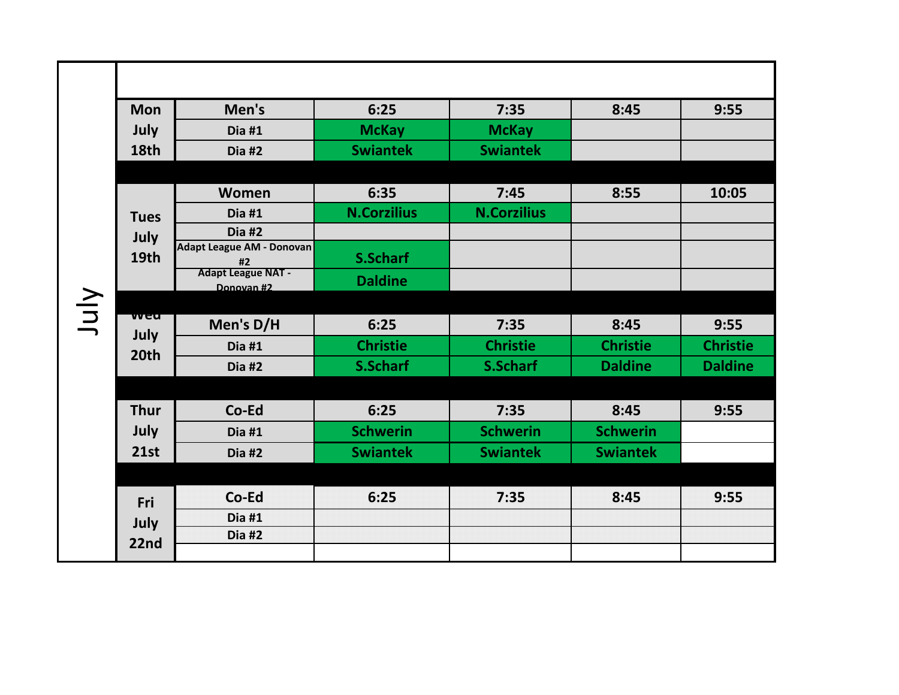# July

| Day | League | Time 1 | Time 2 | Time 3 | Time 4 |
|---|---|---|---|---|---|
| Mon July 18th | Men's | 6:25 | 7:35 | 8:45 | 9:55 |
| | Dia #1 | McKay | McKay | | |
| | Dia #2 | Swiantek | Swiantek | | |
| Tues July 19th | Women | 6:35 | 7:45 | 8:55 | 10:05 |
| | Dia #1 | N.Corzilius | N.Corzilius | | |
| | Dia #2 | | | | |
| | Adapt League AM - Donovan #2 | S.Scharf | | | |
| | Adapt League NAT - Donovan #2 | Daldine | | | |
| Wed July 20th | Men's D/H | 6:25 | 7:35 | 8:45 | 9:55 |
| | Dia #1 | Christie | Christie | Christie | Christie |
| | Dia #2 | S.Scharf | S.Scharf | Daldine | Daldine |
| Thur July 21st | Co-Ed | 6:25 | 7:35 | 8:45 | 9:55 |
| | Dia #1 | Schwerin | Schwerin | Schwerin | |
| | Dia #2 | Swiantek | Swiantek | Swiantek | |
| Fri July 22nd | Co-Ed | 6:25 | 7:35 | 8:45 | 9:55 |
| | Dia #1 | | | | |
| | Dia #2 | | | | |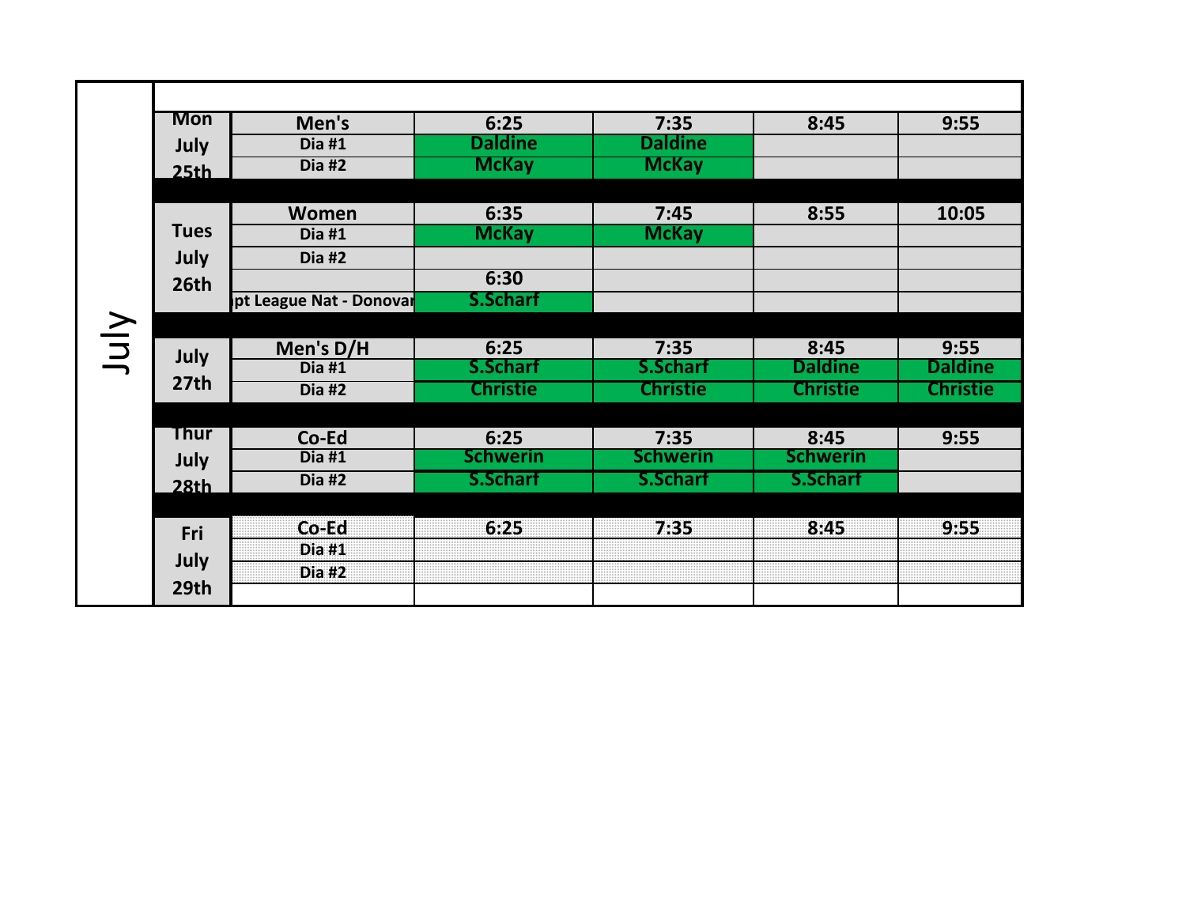| | | | | | | |
|---|---|---|---|---|---|---|
| July | Mon July 25th | Men's | 6:25 | 7:35 | 8:45 | 9:55 |
| | | Dia #1 | Daldine | Daldine | | |
| | | Dia #2 | McKay | McKay | | |
| | Tues July 26th | Women | 6:35 | 7:45 | 8:55 | 10:05 |
| | | Dia #1 | McKay | McKay | | |
| | | Dia #2 | | | | |
| | | | 6:30 | | | |
| | | pt League Nat - Donovan | S.Scharf | | | |
| | July 27th | Men's D/H | 6:25 | 7:35 | 8:45 | 9:55 |
| | | Dia #1 | S.Scharf | S.Scharf | Daldine | Daldine |
| | | Dia #2 | Christie | Christie | Christie | Christie |
| | Thur July 28th | Co-Ed | 6:25 | 7:35 | 8:45 | 9:55 |
| | | Dia #1 | Schwerin | Schwerin | Schwerin | |
| | | Dia #2 | S.Scharf | S.Scharf | S.Scharf | |
| | Fri July 29th | Co-Ed | 6:25 | 7:35 | 8:45 | 9:55 |
| | | Dia #1 | | | | |
| | | Dia #2 | | | | |